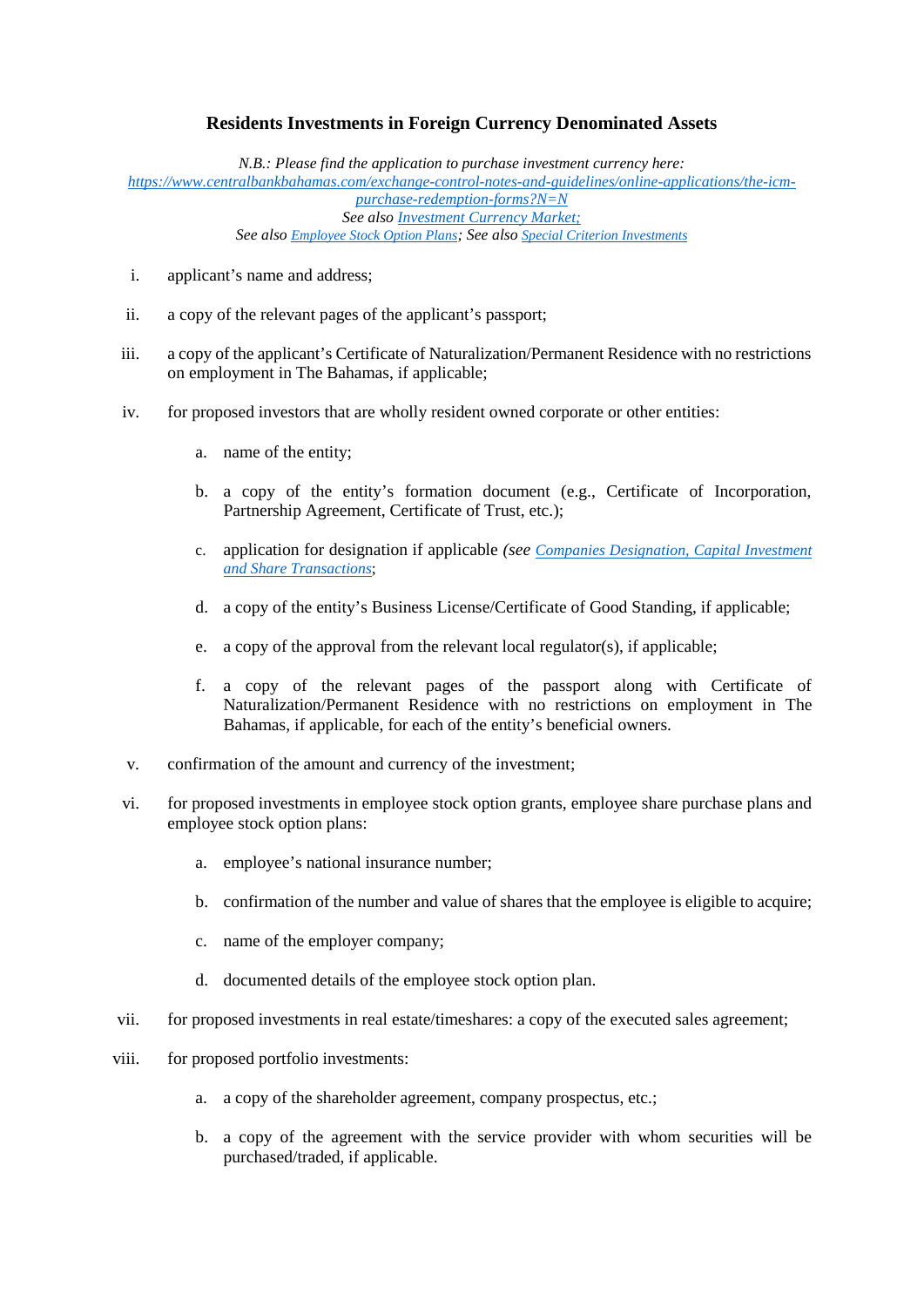# Residents Investments in Foreign Currency Denominated Assets

*N.B.: Please find the application to purchase investment currency here:*
*[https://www.centralbankbahamas.com/exchange-control-notes-and-guidelines/online-applications/the-icm-purchase-redemption-forms?N=N](https://www.centralbankbahamas.com/exchange-control-notes-and-guidelines/online-applications/the-icm-purchase-redemption-forms?N=N)*
*See also [Investment Currency Market;](#)*
*See also [Employee Stock Option Plans](#); See also [Special Criterion Investments](#)*

i. applicant's name and address;

ii. a copy of the relevant pages of the applicant's passport;

iii. a copy of the applicant's Certificate of Naturalization/Permanent Residence with no restrictions on employment in The Bahamas, if applicable;

iv. for proposed investors that are wholly resident owned corporate or other entities:

   a. name of the entity;

   b. a copy of the entity's formation document (e.g., Certificate of Incorporation, Partnership Agreement, Certificate of Trust, etc.);

   c. application for designation if applicable *(see [Companies Designation, Capital Investment and Share Transactions](#)*;

   d. a copy of the entity's Business License/Certificate of Good Standing, if applicable;

   e. a copy of the approval from the relevant local regulator(s), if applicable;

   f. a copy of the relevant pages of the passport along with Certificate of Naturalization/Permanent Residence with no restrictions on employment in The Bahamas, if applicable, for each of the entity's beneficial owners.

v. confirmation of the amount and currency of the investment;

vi. for proposed investments in employee stock option grants, employee share purchase plans and employee stock option plans:

   a. employee's national insurance number;

   b. confirmation of the number and value of shares that the employee is eligible to acquire;

   c. name of the employer company;

   d. documented details of the employee stock option plan.

vii. for proposed investments in real estate/timeshares: a copy of the executed sales agreement;

viii. for proposed portfolio investments:

   a. a copy of the shareholder agreement, company prospectus, etc.;

   b. a copy of the agreement with the service provider with whom securities will be purchased/traded, if applicable.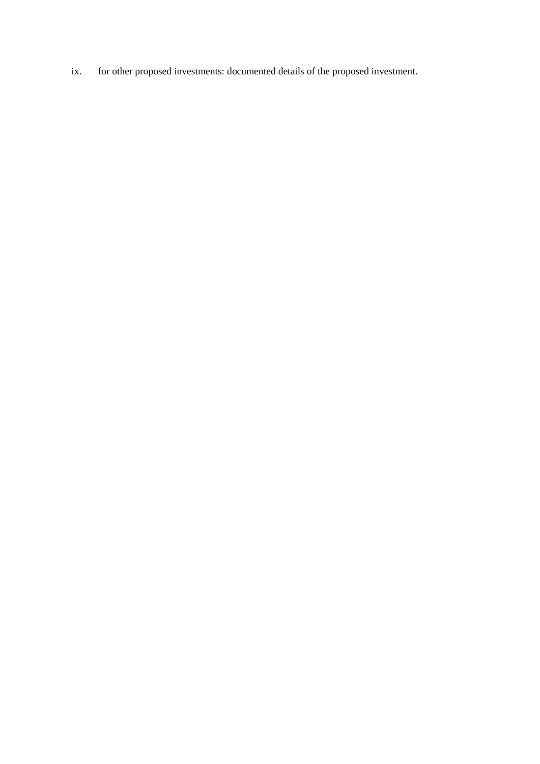ix. for other proposed investments: documented details of the proposed investment.